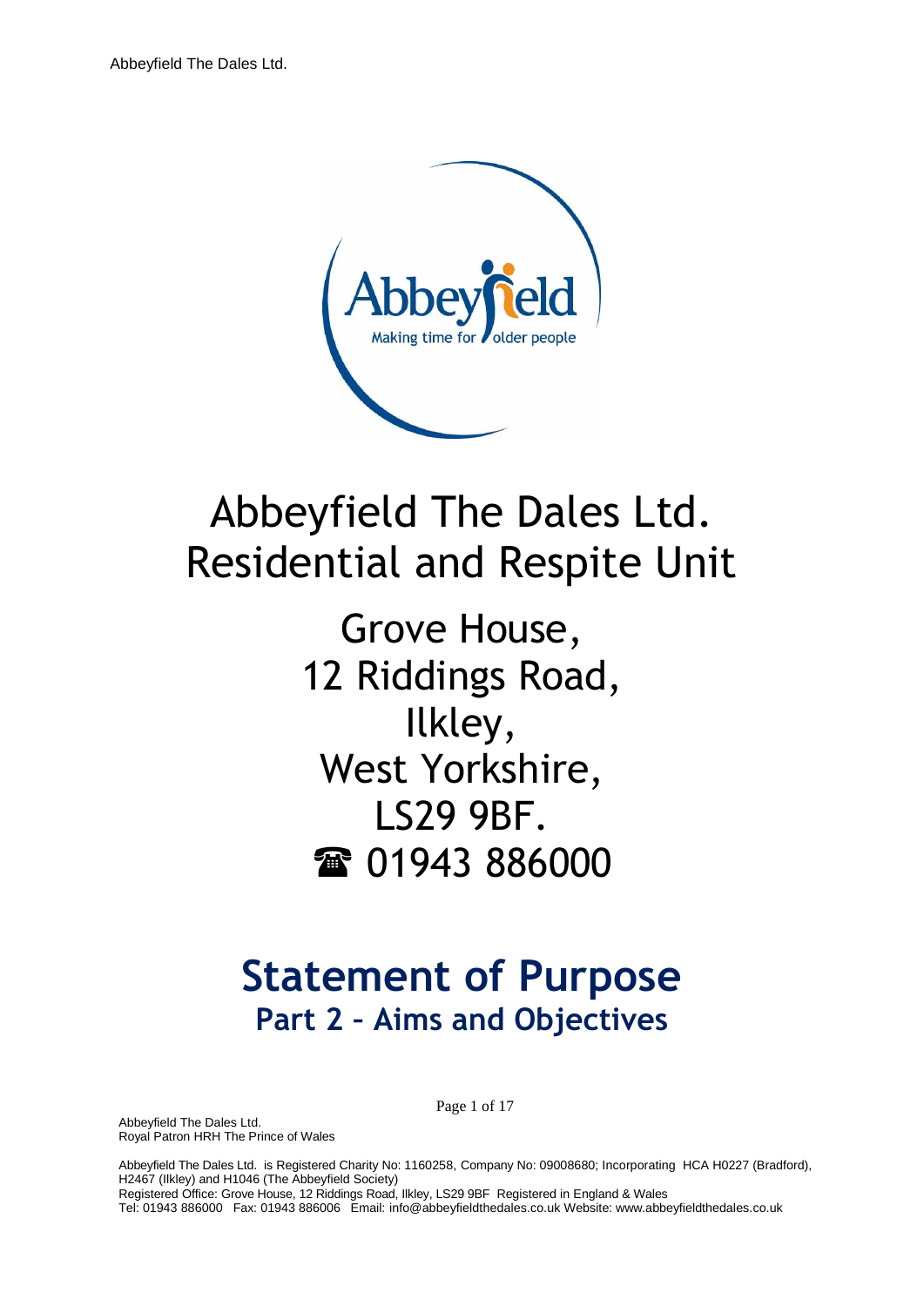# Abbeyfield The Dales Ltd.
# Residential and Respite Unit

Grove House,
12 Riddings Road,
Ilkley,
West Yorkshire,
LS29 9BF.
☎ 01943 886000

# Statement of Purpose
## Part 2 – Aims and Objectives

Abbeyfield The Dales Ltd.
Royal Patron HRH The Prince of Wales

Abbeyfield The Dales Ltd. is Registered Charity No: 1160258, Company No: 09008680; Incorporating HCA H0227 (Bradford), H2467 (Ilkley) and H1046 (The Abbeyfield Society)
Registered Office: Grove House, 12 Riddings Road, Ilkley, LS29 9BF Registered in England & Wales
Tel: 01943 886000 Fax: 01943 886006 Email: info@abbeyfieldthedales.co.uk Website: www.abbeyfieldthedales.co.uk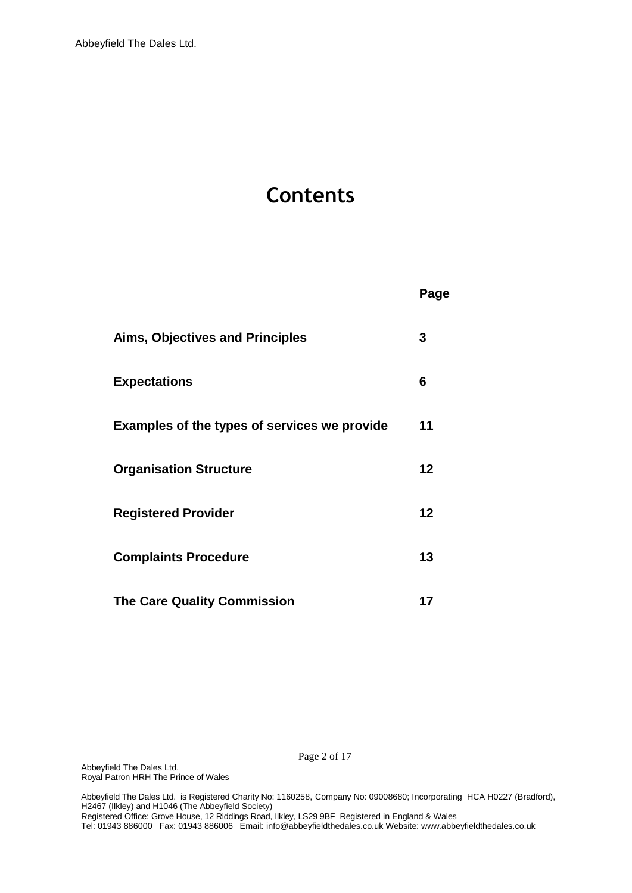# Contents

| | Page |
|---|---|
| **Aims, Objectives and Principles** | **3** |
| **Expectations** | **6** |
| **Examples of the types of services we provide** | **11** |
| **Organisation Structure** | **12** |
| **Registered Provider** | **12** |
| **Complaints Procedure** | **13** |
| **The Care Quality Commission** | **17** |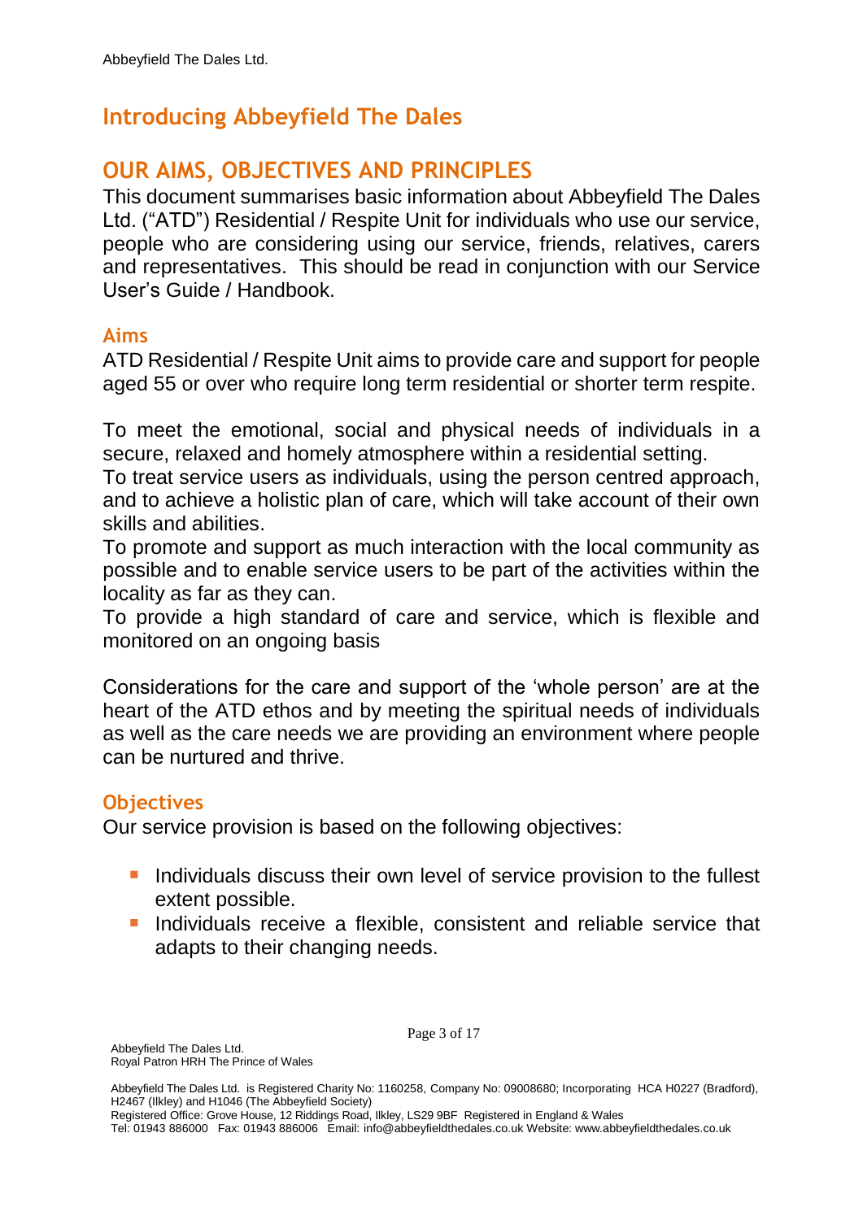# Introducing Abbeyfield The Dales

## OUR AIMS, OBJECTIVES AND PRINCIPLES

This document summarises basic information about Abbeyfield The Dales Ltd. ("ATD") Residential / Respite Unit for individuals who use our service, people who are considering using our service, friends, relatives, carers and representatives. This should be read in conjunction with our Service User's Guide / Handbook.

### Aims

ATD Residential / Respite Unit aims to provide care and support for people aged 55 or over who require long term residential or shorter term respite.

To meet the emotional, social and physical needs of individuals in a secure, relaxed and homely atmosphere within a residential setting.
To treat service users as individuals, using the person centred approach, and to achieve a holistic plan of care, which will take account of their own skills and abilities.
To promote and support as much interaction with the local community as possible and to enable service users to be part of the activities within the locality as far as they can.
To provide a high standard of care and service, which is flexible and monitored on an ongoing basis

Considerations for the care and support of the 'whole person' are at the heart of the ATD ethos and by meeting the spiritual needs of individuals as well as the care needs we are providing an environment where people can be nurtured and thrive.

### Objectives

Our service provision is based on the following objectives:

- Individuals discuss their own level of service provision to the fullest extent possible.
- Individuals receive a flexible, consistent and reliable service that adapts to their changing needs.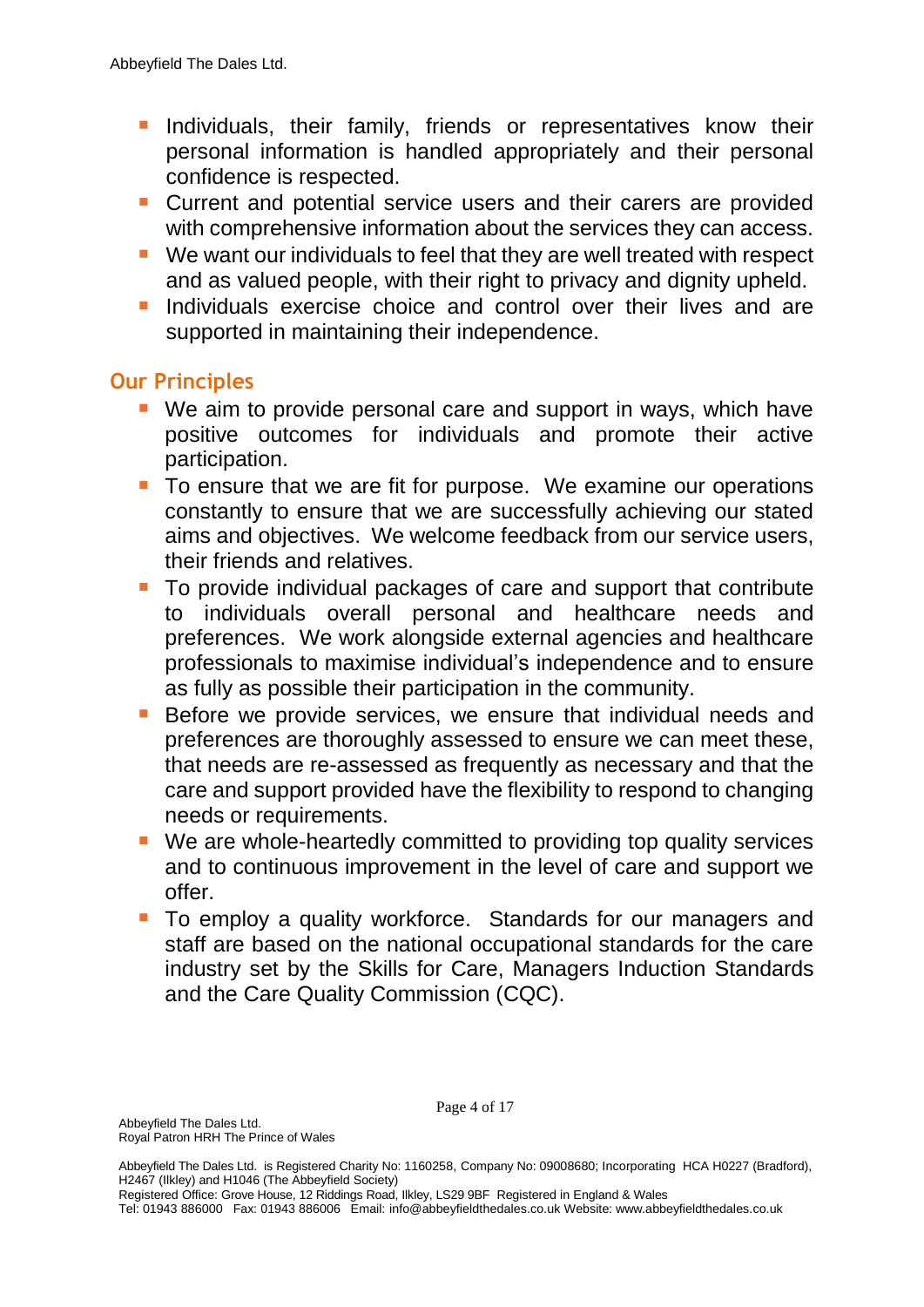- Individuals, their family, friends or representatives know their personal information is handled appropriately and their personal confidence is respected.
- Current and potential service users and their carers are provided with comprehensive information about the services they can access.
- We want our individuals to feel that they are well treated with respect and as valued people, with their right to privacy and dignity upheld.
- Individuals exercise choice and control over their lives and are supported in maintaining their independence.

## Our Principles

- We aim to provide personal care and support in ways, which have positive outcomes for individuals and promote their active participation.
- To ensure that we are fit for purpose. We examine our operations constantly to ensure that we are successfully achieving our stated aims and objectives. We welcome feedback from our service users, their friends and relatives.
- To provide individual packages of care and support that contribute to individuals overall personal and healthcare needs and preferences. We work alongside external agencies and healthcare professionals to maximise individual's independence and to ensure as fully as possible their participation in the community.
- Before we provide services, we ensure that individual needs and preferences are thoroughly assessed to ensure we can meet these, that needs are re-assessed as frequently as necessary and that the care and support provided have the flexibility to respond to changing needs or requirements.
- We are whole-heartedly committed to providing top quality services and to continuous improvement in the level of care and support we offer.
- To employ a quality workforce. Standards for our managers and staff are based on the national occupational standards for the care industry set by the Skills for Care, Managers Induction Standards and the Care Quality Commission (CQC).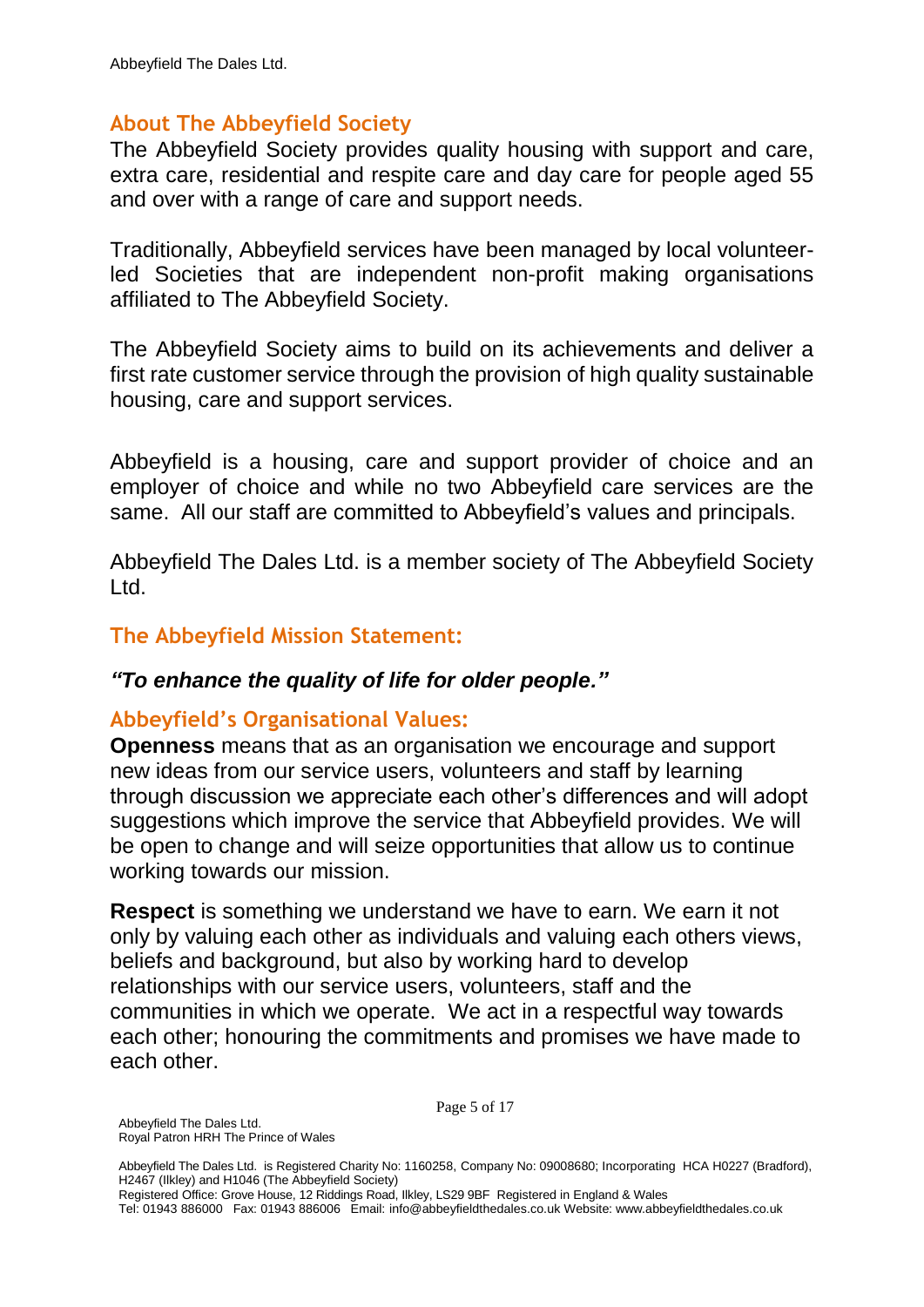## About The Abbeyfield Society

The Abbeyfield Society provides quality housing with support and care, extra care, residential and respite care and day care for people aged 55 and over with a range of care and support needs.

Traditionally, Abbeyfield services have been managed by local volunteer-led Societies that are independent non-profit making organisations affiliated to The Abbeyfield Society.

The Abbeyfield Society aims to build on its achievements and deliver a first rate customer service through the provision of high quality sustainable housing, care and support services.

Abbeyfield is a housing, care and support provider of choice and an employer of choice and while no two Abbeyfield care services are the same. All our staff are committed to Abbeyfield's values and principals.

Abbeyfield The Dales Ltd. is a member society of The Abbeyfield Society Ltd.

## The Abbeyfield Mission Statement:

***"To enhance the quality of life for older people."***

## Abbeyfield's Organisational Values:

**Openness** means that as an organisation we encourage and support new ideas from our service users, volunteers and staff by learning through discussion we appreciate each other's differences and will adopt suggestions which improve the service that Abbeyfield provides. We will be open to change and will seize opportunities that allow us to continue working towards our mission.

**Respect** is something we understand we have to earn. We earn it not only by valuing each other as individuals and valuing each others views, beliefs and background, but also by working hard to develop relationships with our service users, volunteers, staff and the communities in which we operate. We act in a respectful way towards each other; honouring the commitments and promises we have made to each other.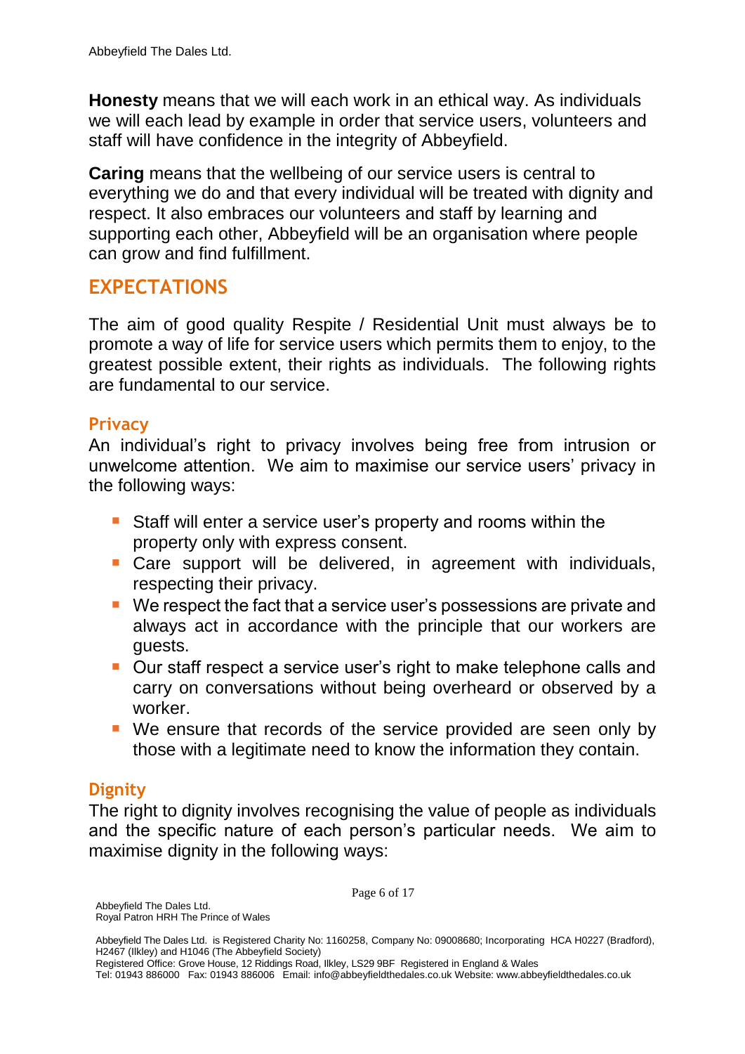**Honesty** means that we will each work in an ethical way. As individuals we will each lead by example in order that service users, volunteers and staff will have confidence in the integrity of Abbeyfield.

**Caring** means that the wellbeing of our service users is central to everything we do and that every individual will be treated with dignity and respect. It also embraces our volunteers and staff by learning and supporting each other, Abbeyfield will be an organisation where people can grow and find fulfillment.

## EXPECTATIONS

The aim of good quality Respite / Residential Unit must always be to promote a way of life for service users which permits them to enjoy, to the greatest possible extent, their rights as individuals. The following rights are fundamental to our service.

### Privacy

An individual's right to privacy involves being free from intrusion or unwelcome attention. We aim to maximise our service users' privacy in the following ways:

- Staff will enter a service user's property and rooms within the property only with express consent.
- Care support will be delivered, in agreement with individuals, respecting their privacy.
- We respect the fact that a service user's possessions are private and always act in accordance with the principle that our workers are guests.
- Our staff respect a service user's right to make telephone calls and carry on conversations without being overheard or observed by a worker.
- We ensure that records of the service provided are seen only by those with a legitimate need to know the information they contain.

### Dignity

The right to dignity involves recognising the value of people as individuals and the specific nature of each person's particular needs. We aim to maximise dignity in the following ways: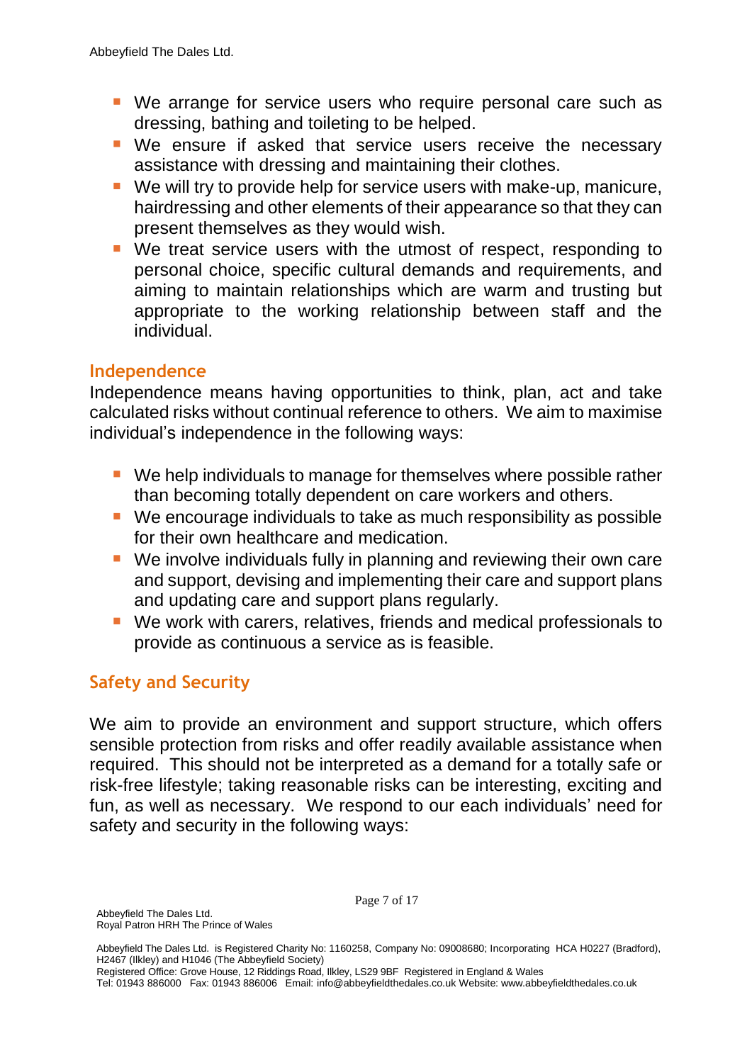- We arrange for service users who require personal care such as dressing, bathing and toileting to be helped.
- We ensure if asked that service users receive the necessary assistance with dressing and maintaining their clothes.
- We will try to provide help for service users with make-up, manicure, hairdressing and other elements of their appearance so that they can present themselves as they would wish.
- We treat service users with the utmost of respect, responding to personal choice, specific cultural demands and requirements, and aiming to maintain relationships which are warm and trusting but appropriate to the working relationship between staff and the individual.

## Independence

Independence means having opportunities to think, plan, act and take calculated risks without continual reference to others. We aim to maximise individual's independence in the following ways:

- We help individuals to manage for themselves where possible rather than becoming totally dependent on care workers and others.
- We encourage individuals to take as much responsibility as possible for their own healthcare and medication.
- We involve individuals fully in planning and reviewing their own care and support, devising and implementing their care and support plans and updating care and support plans regularly.
- We work with carers, relatives, friends and medical professionals to provide as continuous a service as is feasible.

## Safety and Security

We aim to provide an environment and support structure, which offers sensible protection from risks and offer readily available assistance when required. This should not be interpreted as a demand for a totally safe or risk-free lifestyle; taking reasonable risks can be interesting, exciting and fun, as well as necessary. We respond to our each individuals' need for safety and security in the following ways: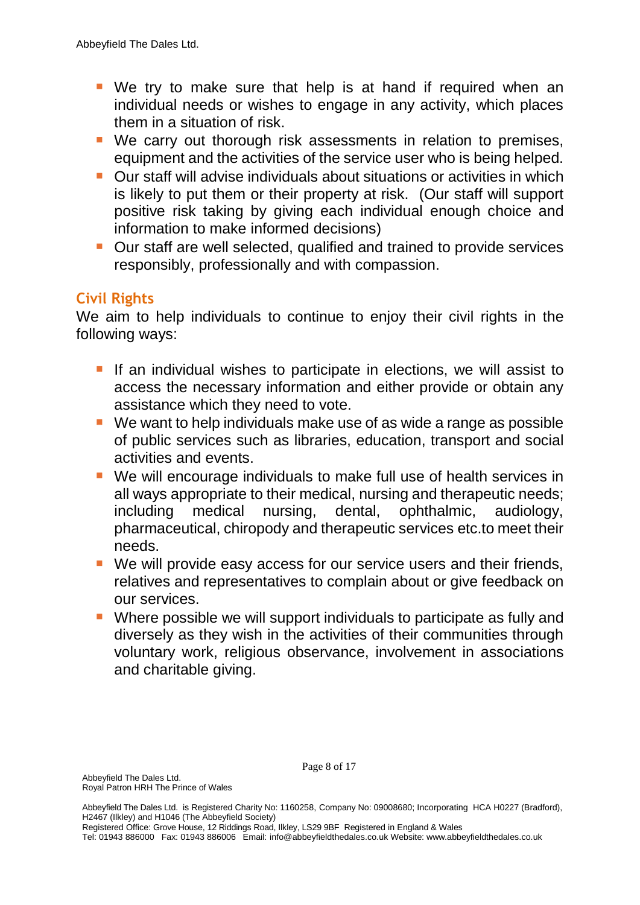- We try to make sure that help is at hand if required when an individual needs or wishes to engage in any activity, which places them in a situation of risk.
- We carry out thorough risk assessments in relation to premises, equipment and the activities of the service user who is being helped.
- Our staff will advise individuals about situations or activities in which is likely to put them or their property at risk. (Our staff will support positive risk taking by giving each individual enough choice and information to make informed decisions)
- Our staff are well selected, qualified and trained to provide services responsibly, professionally and with compassion.

## Civil Rights

We aim to help individuals to continue to enjoy their civil rights in the following ways:

- If an individual wishes to participate in elections, we will assist to access the necessary information and either provide or obtain any assistance which they need to vote.
- We want to help individuals make use of as wide a range as possible of public services such as libraries, education, transport and social activities and events.
- We will encourage individuals to make full use of health services in all ways appropriate to their medical, nursing and therapeutic needs; including medical nursing, dental, ophthalmic, audiology, pharmaceutical, chiropody and therapeutic services etc.to meet their needs.
- We will provide easy access for our service users and their friends, relatives and representatives to complain about or give feedback on our services.
- Where possible we will support individuals to participate as fully and diversely as they wish in the activities of their communities through voluntary work, religious observance, involvement in associations and charitable giving.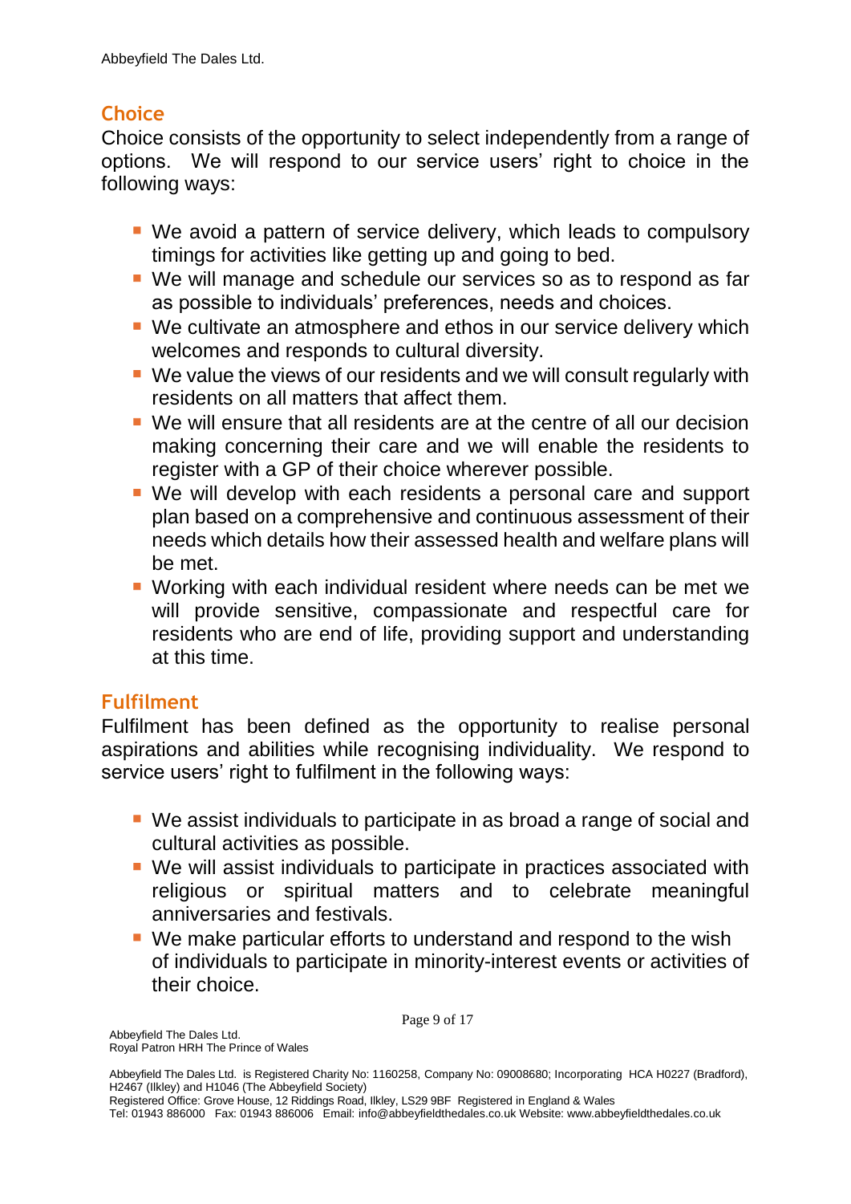## Choice

Choice consists of the opportunity to select independently from a range of options. We will respond to our service users' right to choice in the following ways:

- We avoid a pattern of service delivery, which leads to compulsory timings for activities like getting up and going to bed.
- We will manage and schedule our services so as to respond as far as possible to individuals' preferences, needs and choices.
- We cultivate an atmosphere and ethos in our service delivery which welcomes and responds to cultural diversity.
- We value the views of our residents and we will consult regularly with residents on all matters that affect them.
- We will ensure that all residents are at the centre of all our decision making concerning their care and we will enable the residents to register with a GP of their choice wherever possible.
- We will develop with each residents a personal care and support plan based on a comprehensive and continuous assessment of their needs which details how their assessed health and welfare plans will be met.
- Working with each individual resident where needs can be met we will provide sensitive, compassionate and respectful care for residents who are end of life, providing support and understanding at this time.

## Fulfilment

Fulfilment has been defined as the opportunity to realise personal aspirations and abilities while recognising individuality. We respond to service users' right to fulfilment in the following ways:

- We assist individuals to participate in as broad a range of social and cultural activities as possible.
- We will assist individuals to participate in practices associated with religious or spiritual matters and to celebrate meaningful anniversaries and festivals.
- We make particular efforts to understand and respond to the wish of individuals to participate in minority-interest events or activities of their choice.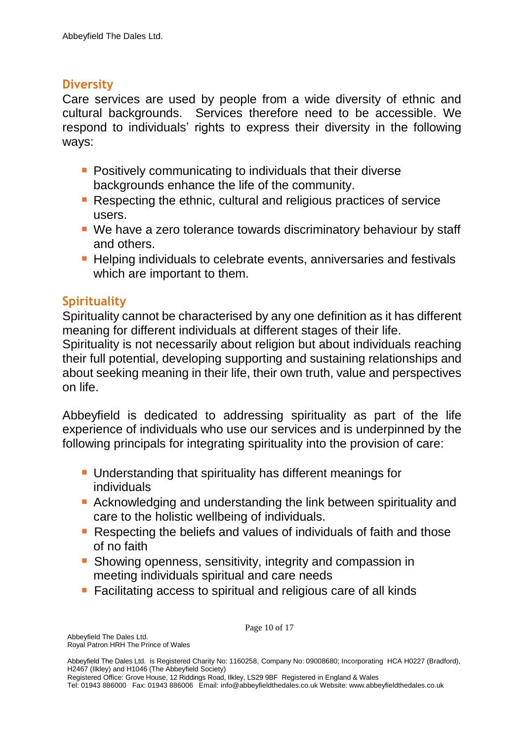## Diversity

Care services are used by people from a wide diversity of ethnic and cultural backgrounds. Services therefore need to be accessible. We respond to individuals' rights to express their diversity in the following ways:

- Positively communicating to individuals that their diverse backgrounds enhance the life of the community.
- Respecting the ethnic, cultural and religious practices of service users.
- We have a zero tolerance towards discriminatory behaviour by staff and others.
- Helping individuals to celebrate events, anniversaries and festivals which are important to them.

## Spirituality

Spirituality cannot be characterised by any one definition as it has different meaning for different individuals at different stages of their life.
Spirituality is not necessarily about religion but about individuals reaching their full potential, developing supporting and sustaining relationships and about seeking meaning in their life, their own truth, value and perspectives on life.

Abbeyfield is dedicated to addressing spirituality as part of the life experience of individuals who use our services and is underpinned by the following principals for integrating spirituality into the provision of care:

- Understanding that spirituality has different meanings for individuals
- Acknowledging and understanding the link between spirituality and care to the holistic wellbeing of individuals.
- Respecting the beliefs and values of individuals of faith and those of no faith
- Showing openness, sensitivity, integrity and compassion in meeting individuals spiritual and care needs
- Facilitating access to spiritual and religious care of all kinds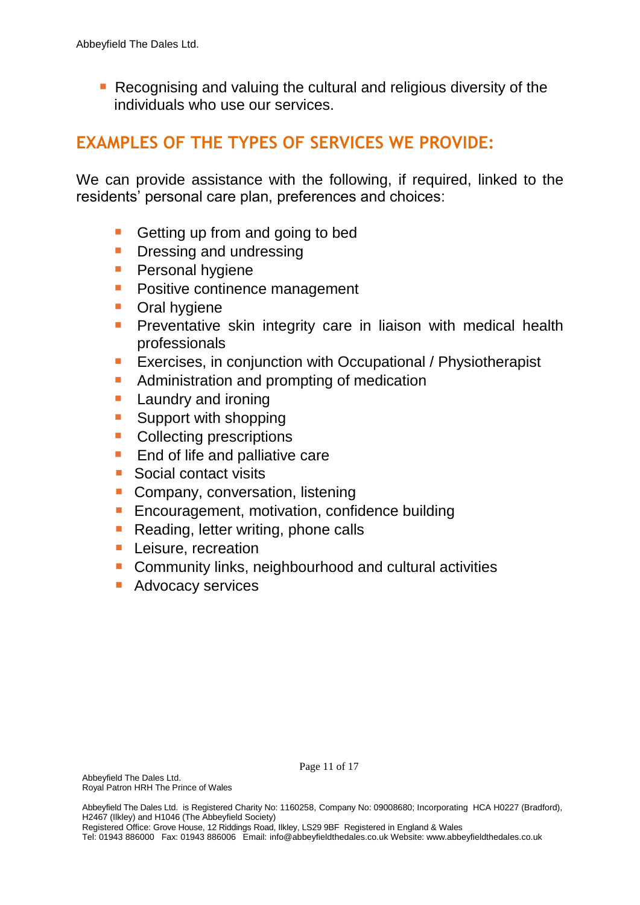- Recognising and valuing the cultural and religious diversity of the individuals who use our services.

## EXAMPLES OF THE TYPES OF SERVICES WE PROVIDE:

We can provide assistance with the following, if required, linked to the residents' personal care plan, preferences and choices:

- Getting up from and going to bed
- Dressing and undressing
- Personal hygiene
- Positive continence management
- Oral hygiene
- Preventative skin integrity care in liaison with medical health professionals
- Exercises, in conjunction with Occupational / Physiotherapist
- Administration and prompting of medication
- Laundry and ironing
- Support with shopping
- Collecting prescriptions
- End of life and palliative care
- Social contact visits
- Company, conversation, listening
- Encouragement, motivation, confidence building
- Reading, letter writing, phone calls
- Leisure, recreation
- Community links, neighbourhood and cultural activities
- Advocacy services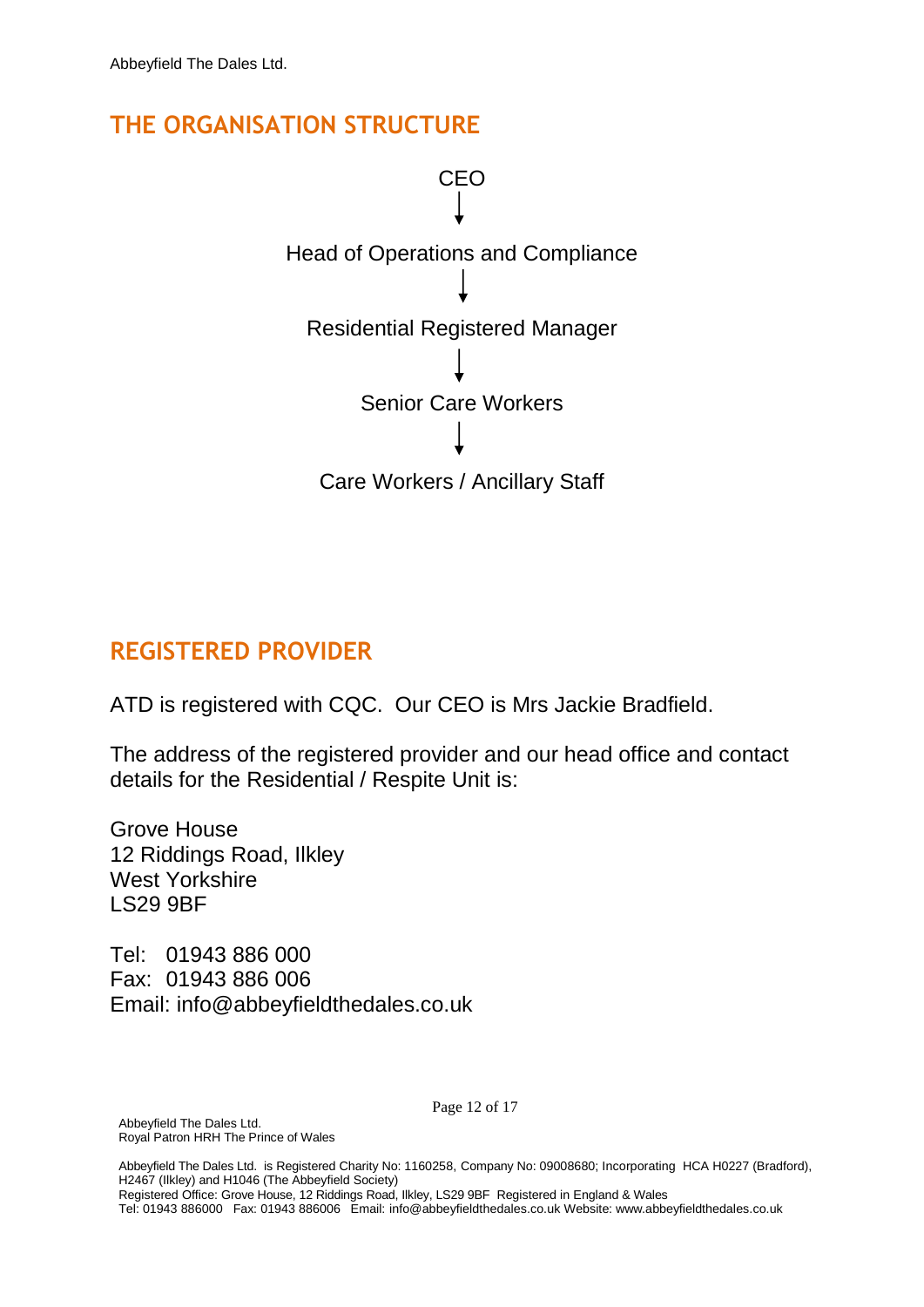## THE ORGANISATION STRUCTURE

CEO

↓

Head of Operations and Compliance

↓

Residential Registered Manager

↓

Senior Care Workers

↓

Care Workers / Ancillary Staff

## REGISTERED PROVIDER

ATD is registered with CQC. Our CEO is Mrs Jackie Bradfield.

The address of the registered provider and our head office and contact details for the Residential / Respite Unit is:

Grove House
12 Riddings Road, Ilkley
West Yorkshire
LS29 9BF

Tel: 01943 886 000
Fax: 01943 886 006
Email: info@abbeyfieldthedales.co.uk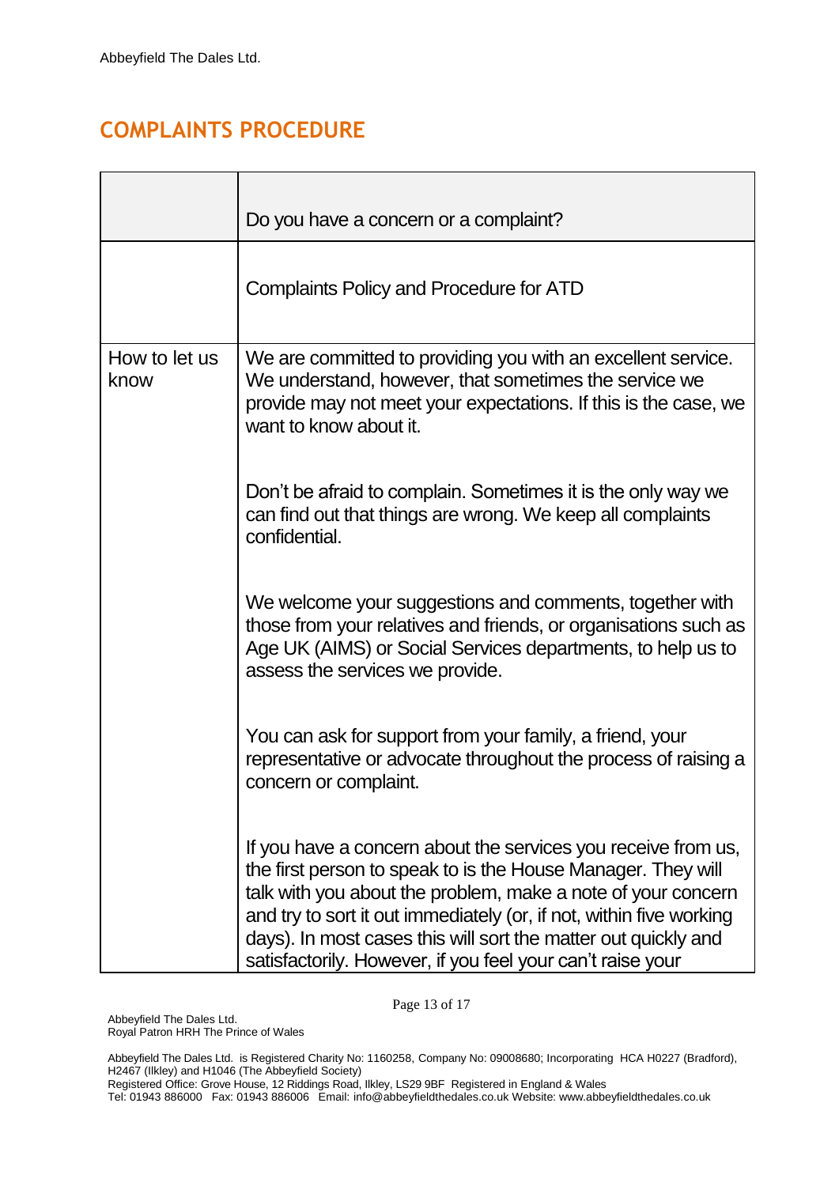## COMPLAINTS PROCEDURE

| | Do you have a concern or a complaint? |
|---|---|
| | Complaints Policy and Procedure for ATD |
| How to let us know | We are committed to providing you with an excellent service. We understand, however, that sometimes the service we provide may not meet your expectations. If this is the case, we want to know about it.<br><br>Don't be afraid to complain. Sometimes it is the only way we can find out that things are wrong. We keep all complaints confidential.<br><br>We welcome your suggestions and comments, together with those from your relatives and friends, or organisations such as Age UK (AIMS) or Social Services departments, to help us to assess the services we provide.<br><br>You can ask for support from your family, a friend, your representative or advocate throughout the process of raising a concern or complaint.<br><br>If you have a concern about the services you receive from us, the first person to speak to is the House Manager. They will talk with you about the problem, make a note of your concern and try to sort it out immediately (or, if not, within five working days). In most cases this will sort the matter out quickly and satisfactorily. However, if you feel your can't raise your |

Abbeyfield The Dales Ltd.
Royal Patron HRH The Prince of Wales

Abbeyfield The Dales Ltd. is Registered Charity No: 1160258, Company No: 09008680; Incorporating HCA H0227 (Bradford), H2467 (Ilkley) and H1046 (The Abbeyfield Society)
Registered Office: Grove House, 12 Riddings Road, Ilkley, LS29 9BF Registered in England & Wales
Tel: 01943 886000 Fax: 01943 886006 Email: info@abbeyfieldthedales.co.uk Website: www.abbeyfieldthedales.co.uk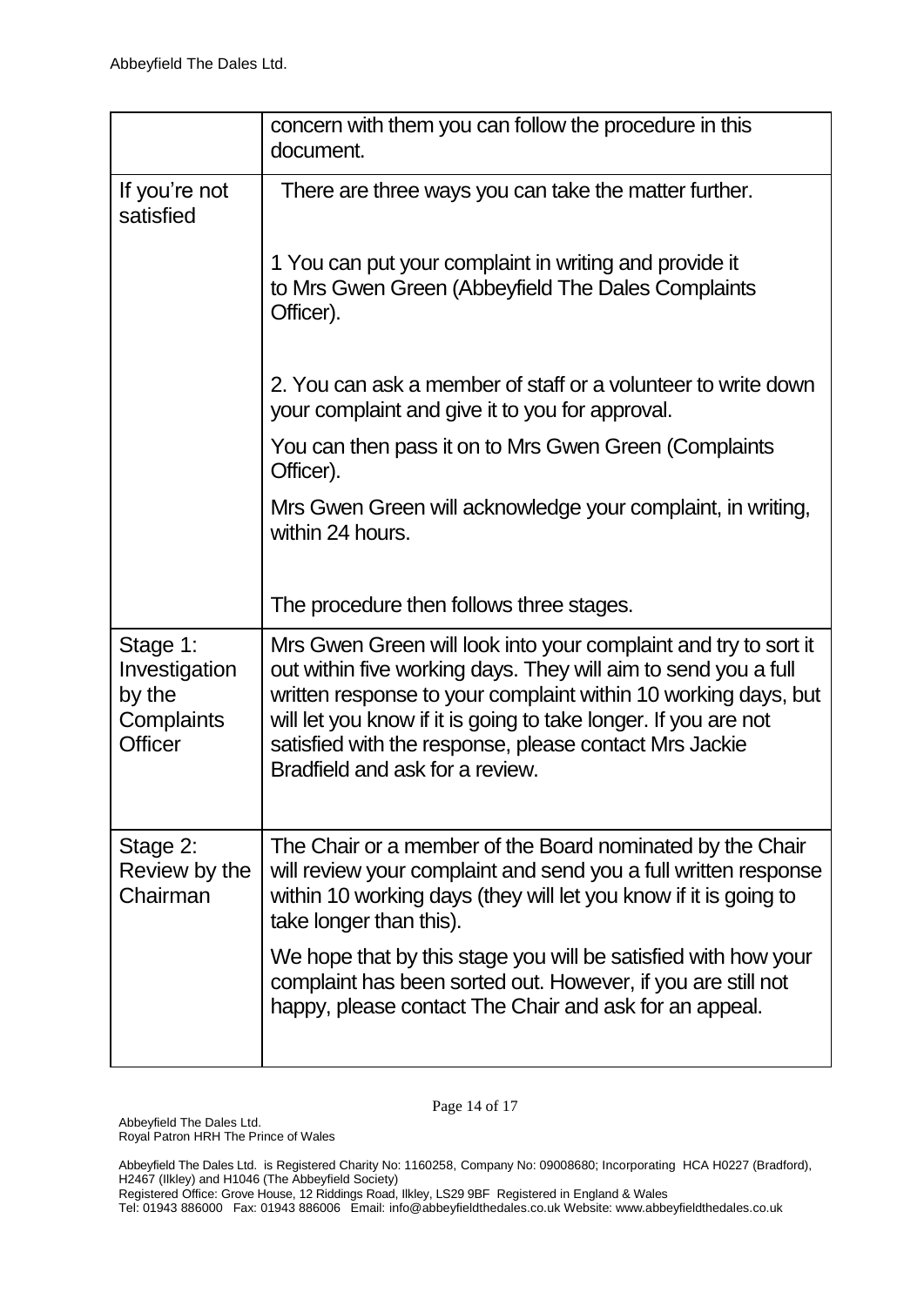|  |  |
|---|---|
|  | concern with them you can follow the procedure in this document. |
| If you're not satisfied | There are three ways you can take the matter further.<br><br>1 You can put your complaint in writing and provide it to Mrs Gwen Green (Abbeyfield The Dales Complaints Officer).<br><br>2. You can ask a member of staff or a volunteer to write down your complaint and give it to you for approval.<br><br>You can then pass it on to Mrs Gwen Green (Complaints Officer).<br><br>Mrs Gwen Green will acknowledge your complaint, in writing, within 24 hours.<br><br>The procedure then follows three stages. |
| Stage 1: Investigation by the Complaints Officer | Mrs Gwen Green will look into your complaint and try to sort it out within five working days. They will aim to send you a full written response to your complaint within 10 working days, but will let you know if it is going to take longer. If you are not satisfied with the response, please contact Mrs Jackie Bradfield and ask for a review. |
| Stage 2: Review by the Chairman | The Chair or a member of the Board nominated by the Chair will review your complaint and send you a full written response within 10 working days (they will let you know if it is going to take longer than this).<br><br>We hope that by this stage you will be satisfied with how your complaint has been sorted out. However, if you are still not happy, please contact The Chair and ask for an appeal. |

Abbeyfield The Dales Ltd.
Royal Patron HRH The Prince of Wales

Abbeyfield The Dales Ltd. is Registered Charity No: 1160258, Company No: 09008680; Incorporating HCA H0227 (Bradford), H2467 (Ilkley) and H1046 (The Abbeyfield Society)
Registered Office: Grove House, 12 Riddings Road, Ilkley, LS29 9BF Registered in England & Wales
Tel: 01943 886000 Fax: 01943 886006 Email: info@abbeyfieldthedales.co.uk Website: www.abbeyfieldthedales.co.uk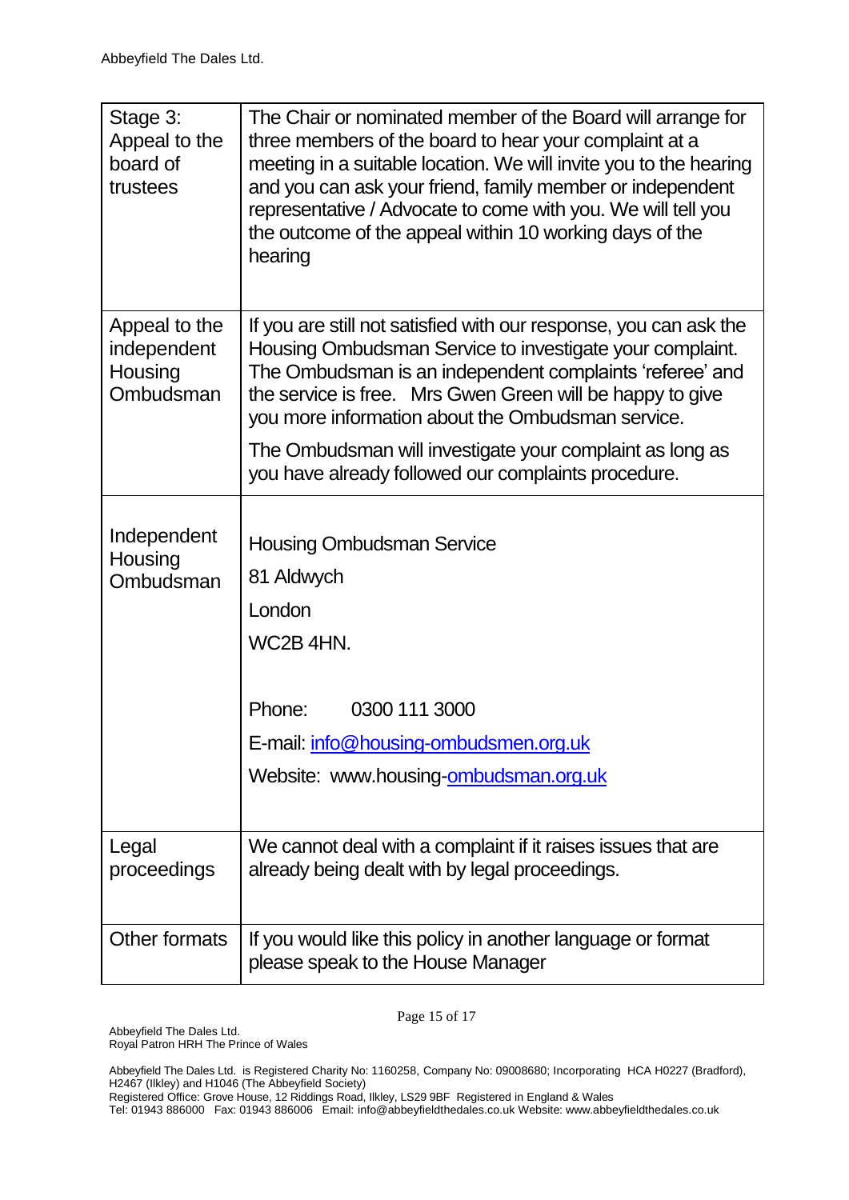| Stage 3: Appeal to the board of trustees | The Chair or nominated member of the Board will arrange for three members of the board to hear your complaint at a meeting in a suitable location. We will invite you to the hearing and you can ask your friend, family member or independent representative / Advocate to come with you. We will tell you the outcome of the appeal within 10 working days of the hearing |
|---|---|
| Appeal to the independent Housing Ombudsman | If you are still not satisfied with our response, you can ask the Housing Ombudsman Service to investigate your complaint. The Ombudsman is an independent complaints 'referee' and the service is free. Mrs Gwen Green will be happy to give you more information about the Ombudsman service.<br><br>The Ombudsman will investigate your complaint as long as you have already followed our complaints procedure. |
| Independent Housing Ombudsman | Housing Ombudsman Service<br>81 Aldwych<br>London<br>WC2B 4HN.<br><br>Phone: 0300 111 3000<br>E-mail: info@housing-ombudsmen.org.uk<br>Website: www.housing-ombudsman.org.uk |
| Legal proceedings | We cannot deal with a complaint if it raises issues that are already being dealt with by legal proceedings. |
| Other formats | If you would like this policy in another language or format please speak to the House Manager |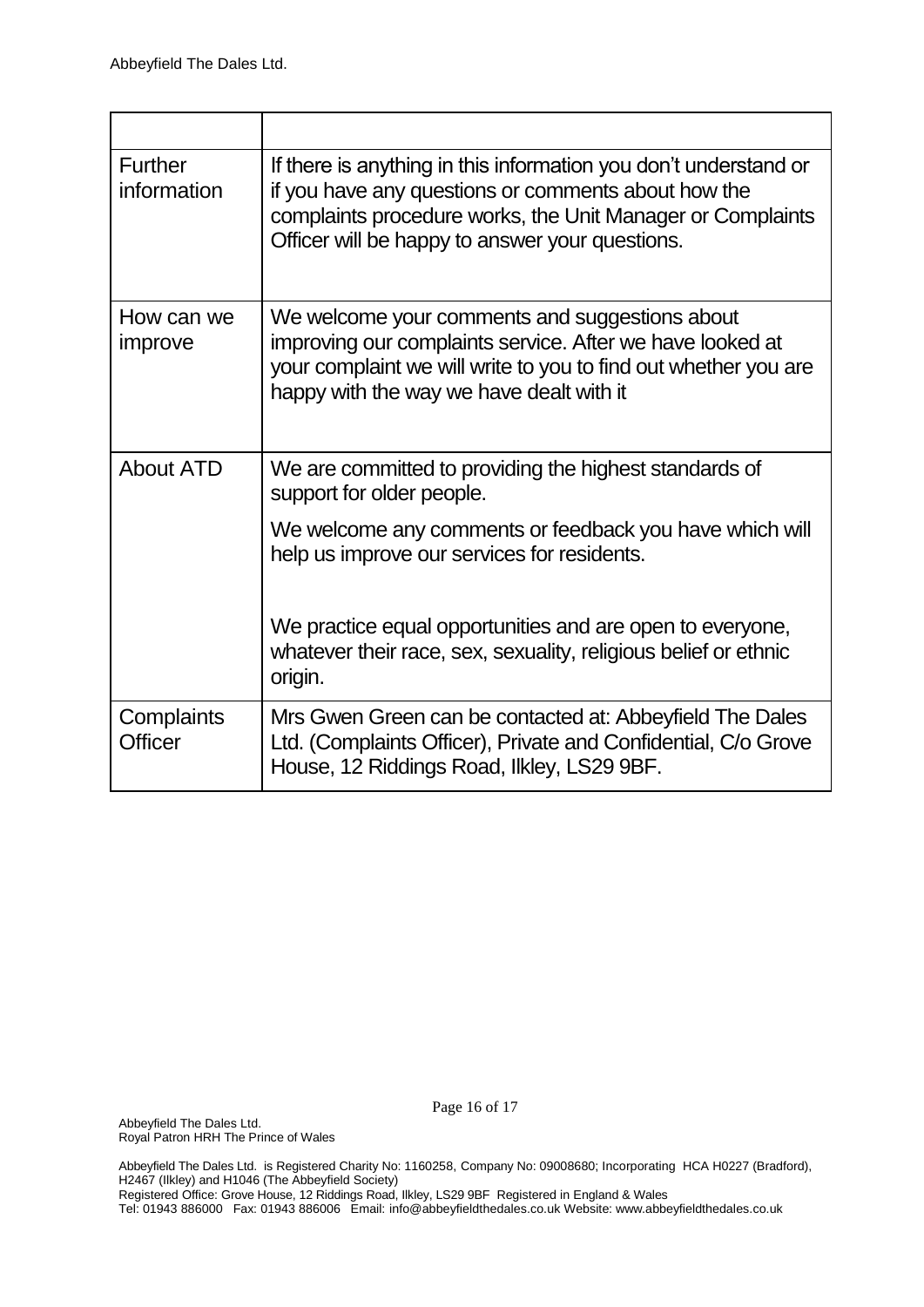| | |
|---|---|
| Further information | If there is anything in this information you don't understand or if you have any questions or comments about how the complaints procedure works, the Unit Manager or Complaints Officer will be happy to answer your questions. |
| How can we improve | We welcome your comments and suggestions about improving our complaints service. After we have looked at your complaint we will write to you to find out whether you are happy with the way we have dealt with it |
| About ATD | We are committed to providing the highest standards of support for older people.<br><br>We welcome any comments or feedback you have which will help us improve our services for residents.<br><br>We practice equal opportunities and are open to everyone, whatever their race, sex, sexuality, religious belief or ethnic origin. |
| Complaints Officer | Mrs Gwen Green can be contacted at: Abbeyfield The Dales Ltd. (Complaints Officer), Private and Confidential, C/o Grove House, 12 Riddings Road, Ilkley, LS29 9BF. |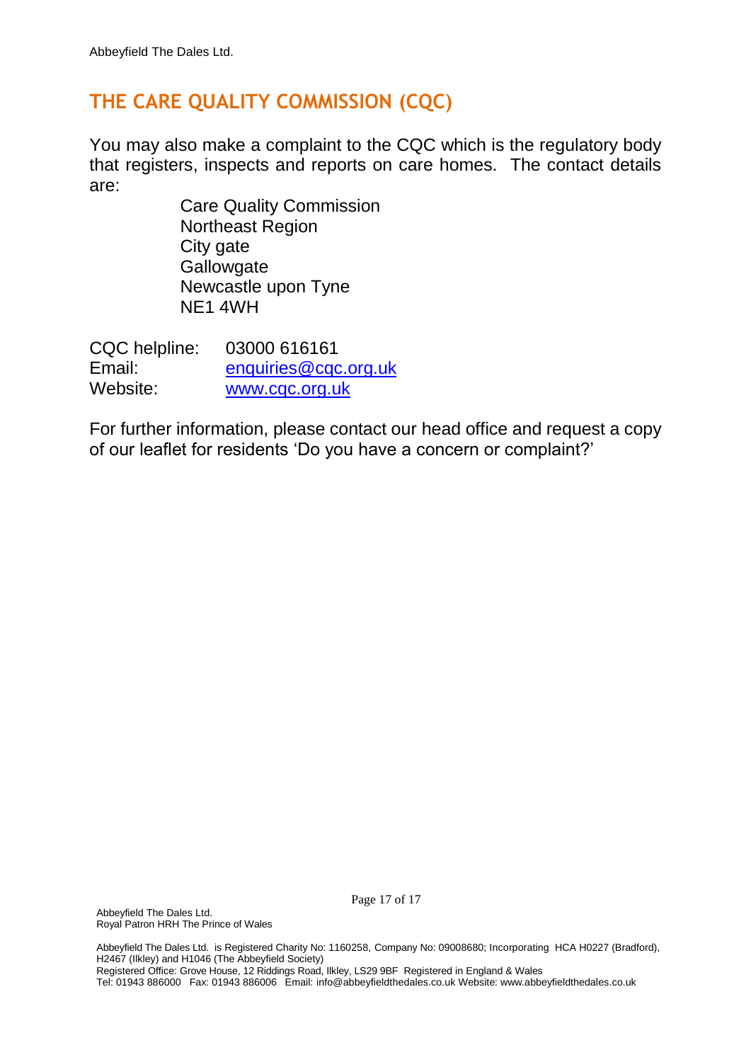## THE CARE QUALITY COMMISSION (CQC)

You may also make a complaint to the CQC which is the regulatory body that registers, inspects and reports on care homes. The contact details are:

Care Quality Commission
Northeast Region
City gate
Gallowgate
Newcastle upon Tyne
NE1 4WH

| | |
|---|---|
| CQC helpline: | 03000 616161 |
| Email: | enquiries@cqc.org.uk |
| Website: | www.cqc.org.uk |

For further information, please contact our head office and request a copy of our leaflet for residents 'Do you have a concern or complaint?'